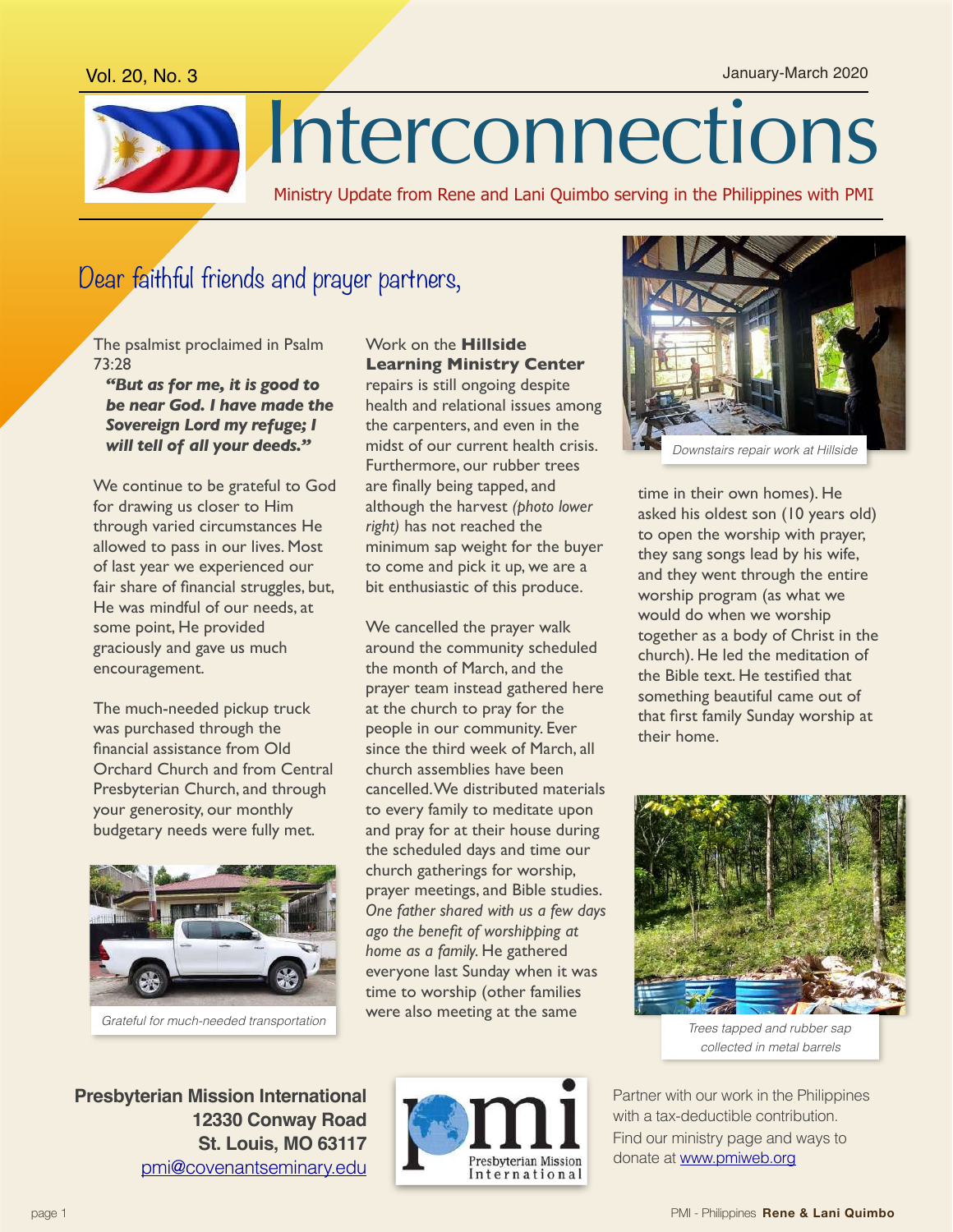Vol. 20, No. 3 January-March 2020

# Interconnections

Ministry Update from Rene and Lani Quimbo serving in the Philippines with PMI

## Dear faithful friends and prayer partners,

The psalmist proclaimed in Psalm 73:28

***"But as for me, it is good to be near God. I have made the Sovereign Lord my refuge; I will tell of all your deeds."***

We continue to be grateful to God for drawing us closer to Him through varied circumstances He allowed to pass in our lives. Most of last year we experienced our fair share of financial struggles, but, He was mindful of our needs, at some point, He provided graciously and gave us much encouragement.

The much-needed pickup truck was purchased through the financial assistance from Old Orchard Church and from Central Presbyterian Church, and through your generosity, our monthly budgetary needs were fully met.

*Grateful for much-needed transportation*

Work on the **Hillside Learning Ministry Center** repairs is still ongoing despite health and relational issues among the carpenters, and even in the midst of our current health crisis. Furthermore, our rubber trees are finally being tapped, and although the harvest *(photo lower right)* has not reached the minimum sap weight for the buyer to come and pick it up, we are a bit enthusiastic of this produce.

We cancelled the prayer walk around the community scheduled the month of March, and the prayer team instead gathered here at the church to pray for the people in our community. Ever since the third week of March, all church assemblies have been cancelled. We distributed materials to every family to meditate upon and pray for at their house during the scheduled days and time our church gatherings for worship, prayer meetings, and Bible studies. *One father shared with us a few days ago the benefit of worshipping at home as a family.* He gathered everyone last Sunday when it was time to worship (other families were also meeting at the same time in their own homes). He asked his oldest son (10 years old) to open the worship with prayer, they sang songs lead by his wife, and they went through the entire worship program (as what we would do when we worship together as a body of Christ in the church). He led the meditation of the Bible text. He testified that something beautiful came out of that first family Sunday worship at their home.

*Downstairs repair work at Hillside*

*Trees tapped and rubber sap collected in metal barrels*

**Presbyterian Mission International**
**12330 Conway Road**
**St. Louis, MO 63117**
pmi@covenantseminary.edu

Partner with our work in the Philippines with a tax-deductible contribution. Find our ministry page and ways to donate at www.pmiweb.org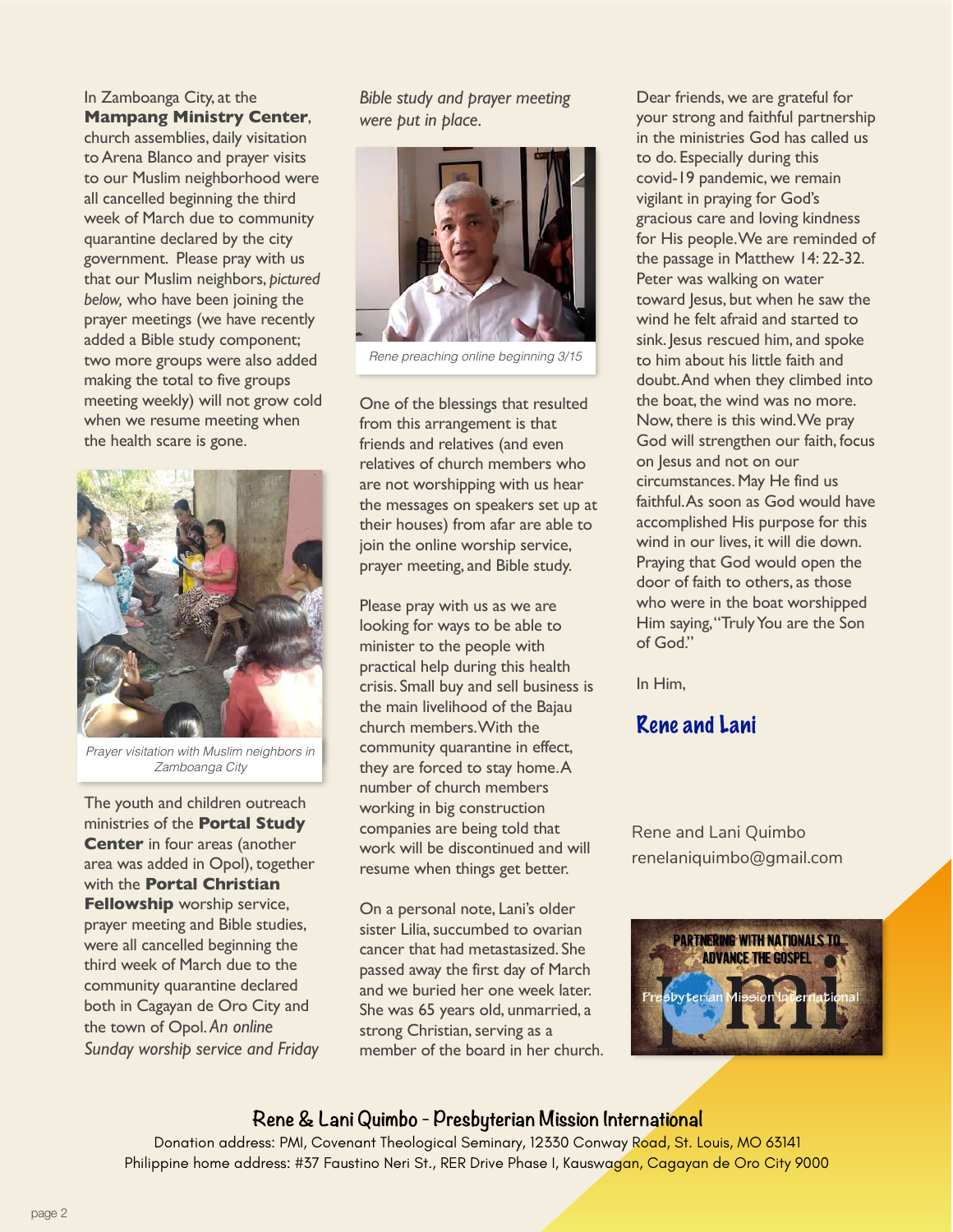In Zamboanga City, at the **Mampang Ministry Center**, church assemblies, daily visitation to Arena Blanco and prayer visits to our Muslim neighborhood were all cancelled beginning the third week of March due to community quarantine declared by the city government. Please pray with us that our Muslim neighbors, *pictured below,* who have been joining the prayer meetings (we have recently added a Bible study component; two more groups were also added making the total to five groups meeting weekly) will not grow cold when we resume meeting when the health scare is gone.

Prayer visitation with Muslim neighbors in Zamboanga City

The youth and children outreach ministries of the **Portal Study Center** in four areas (another area was added in Opol), together with the **Portal Christian Fellowship** worship service, prayer meeting and Bible studies, were all cancelled beginning the third week of March due to the community quarantine declared both in Cagayan de Oro City and the town of Opol. *An online Sunday worship service and Friday Bible study and prayer meeting were put in place.*

Rene preaching online beginning 3/15

One of the blessings that resulted from this arrangement is that friends and relatives (and even relatives of church members who are not worshipping with us hear the messages on speakers set up at their houses) from afar are able to join the online worship service, prayer meeting, and Bible study.

Please pray with us as we are looking for ways to be able to minister to the people with practical help during this health crisis. Small buy and sell business is the main livelihood of the Bajau church members. With the community quarantine in effect, they are forced to stay home. A number of church members working in big construction companies are being told that work will be discontinued and will resume when things get better.

On a personal note, Lani's older sister Lilia, succumbed to ovarian cancer that had metastasized. She passed away the first day of March and we buried her one week later. She was 65 years old, unmarried, a strong Christian, serving as a member of the board in her church.

Dear friends, we are grateful for your strong and faithful partnership in the ministries God has called us to do. Especially during this covid-19 pandemic, we remain vigilant in praying for God's gracious care and loving kindness for His people. We are reminded of the passage in Matthew 14: 22-32. Peter was walking on water toward Jesus, but when he saw the wind he felt afraid and started to sink. Jesus rescued him, and spoke to him about his little faith and doubt. And when they climbed into the boat, the wind was no more. Now, there is this wind. We pray God will strengthen our faith, focus on Jesus and not on our circumstances. May He find us faithful. As soon as God would have accomplished His purpose for this wind in our lives, it will die down. Praying that God would open the door of faith to others, as those who were in the boat worshipped Him saying, "Truly You are the Son of God."

In Him,

**Rene and Lani**

Rene and Lani Quimbo
renelaniquimbo@gmail.com

PARTNERING WITH NATIONALS TO ADVANCE THE GOSPEL
pmi Presbyterian Mission International

## Rene & Lani Quimbo - Presbyterian Mission International

Donation address: PMI, Covenant Theological Seminary, 12330 Conway Road, St. Louis, MO 63141
Philippine home address: #37 Faustino Neri St., RER Drive Phase I, Kauswagan, Cagayan de Oro City 9000